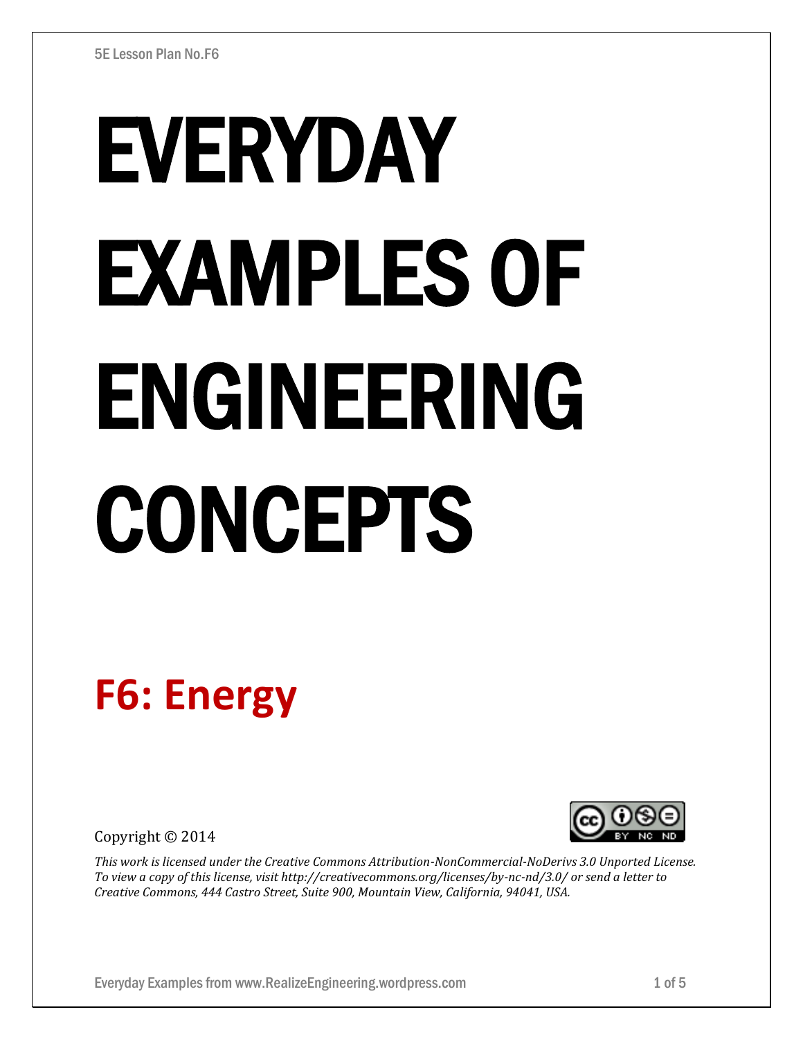# EVERYDAY EXAMPLES OF ENGINEERING CONCEPTS

## F6: Energy

Copyright © 2014

*This work is licensed under the Creative Commons Attribution-NonCommercial-NoDerivs 3.0 Unported License. To view a copy of this license, visit http://creativecommons.org/licenses/by-nc-nd/3.0/ or send a letter to Creative Commons, 444 Castro Street, Suite 900, Mountain View, California, 94041, USA.*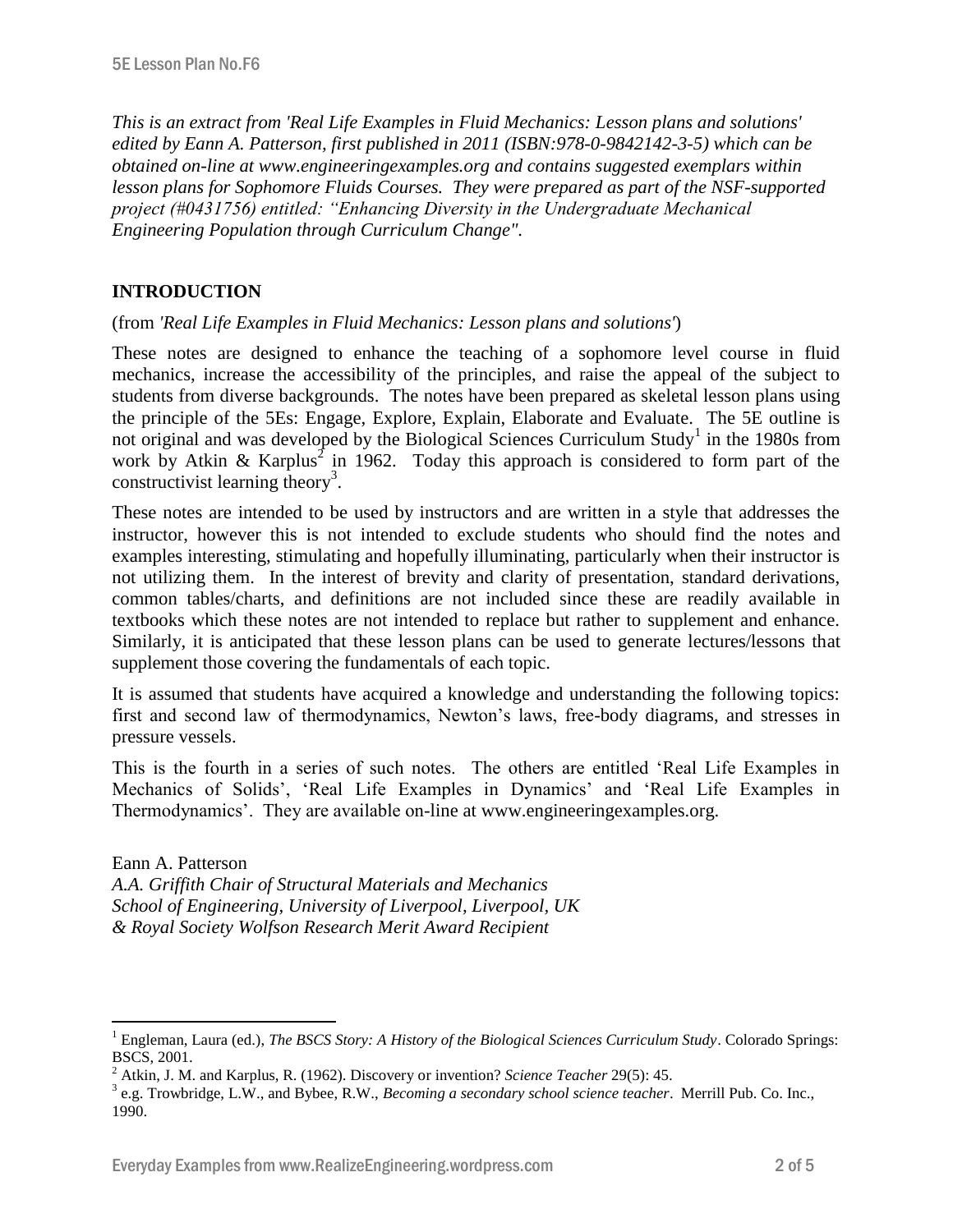*This is an extract from 'Real Life Examples in Fluid Mechanics: Lesson plans and solutions' edited by Eann A. Patterson, first published in 2011 (ISBN:978-0-9842142-3-5) which can be obtained on-line at www.engineeringexamples.org and contains suggested exemplars within lesson plans for Sophomore Fluids Courses. They were prepared as part of the NSF-supported project (#0431756) entitled: "Enhancing Diversity in the Undergraduate Mechanical Engineering Population through Curriculum Change".*

## INTRODUCTION

(from *'Real Life Examples in Fluid Mechanics: Lesson plans and solutions'*)

These notes are designed to enhance the teaching of a sophomore level course in fluid mechanics, increase the accessibility of the principles, and raise the appeal of the subject to students from diverse backgrounds. The notes have been prepared as skeletal lesson plans using the principle of the 5Es: Engage, Explore, Explain, Elaborate and Evaluate. The 5E outline is not original and was developed by the Biological Sciences Curriculum Study[1] in the 1980s from work by Atkin & Karplus[2] in 1962. Today this approach is considered to form part of the constructivist learning theory[3].

These notes are intended to be used by instructors and are written in a style that addresses the instructor, however this is not intended to exclude students who should find the notes and examples interesting, stimulating and hopefully illuminating, particularly when their instructor is not utilizing them. In the interest of brevity and clarity of presentation, standard derivations, common tables/charts, and definitions are not included since these are readily available in textbooks which these notes are not intended to replace but rather to supplement and enhance. Similarly, it is anticipated that these lesson plans can be used to generate lectures/lessons that supplement those covering the fundamentals of each topic.

It is assumed that students have acquired a knowledge and understanding the following topics: first and second law of thermodynamics, Newton's laws, free-body diagrams, and stresses in pressure vessels.

This is the fourth in a series of such notes. The others are entitled 'Real Life Examples in Mechanics of Solids', 'Real Life Examples in Dynamics' and 'Real Life Examples in Thermodynamics'. They are available on-line at www.engineeringexamples.org.

Eann A. Patterson  
*A.A. Griffith Chair of Structural Materials and Mechanics*  
*School of Engineering, University of Liverpool, Liverpool, UK*  
*& Royal Society Wolfson Research Merit Award Recipient*

---

[1] Engleman, Laura (ed.), *The BSCS Story: A History of the Biological Sciences Curriculum Study*. Colorado Springs: BSCS, 2001.

[2] Atkin, J. M. and Karplus, R. (1962). Discovery or invention? *Science Teacher* 29(5): 45.

[3] e.g. Trowbridge, L.W., and Bybee, R.W., *Becoming a secondary school science teacher*. Merrill Pub. Co. Inc., 1990.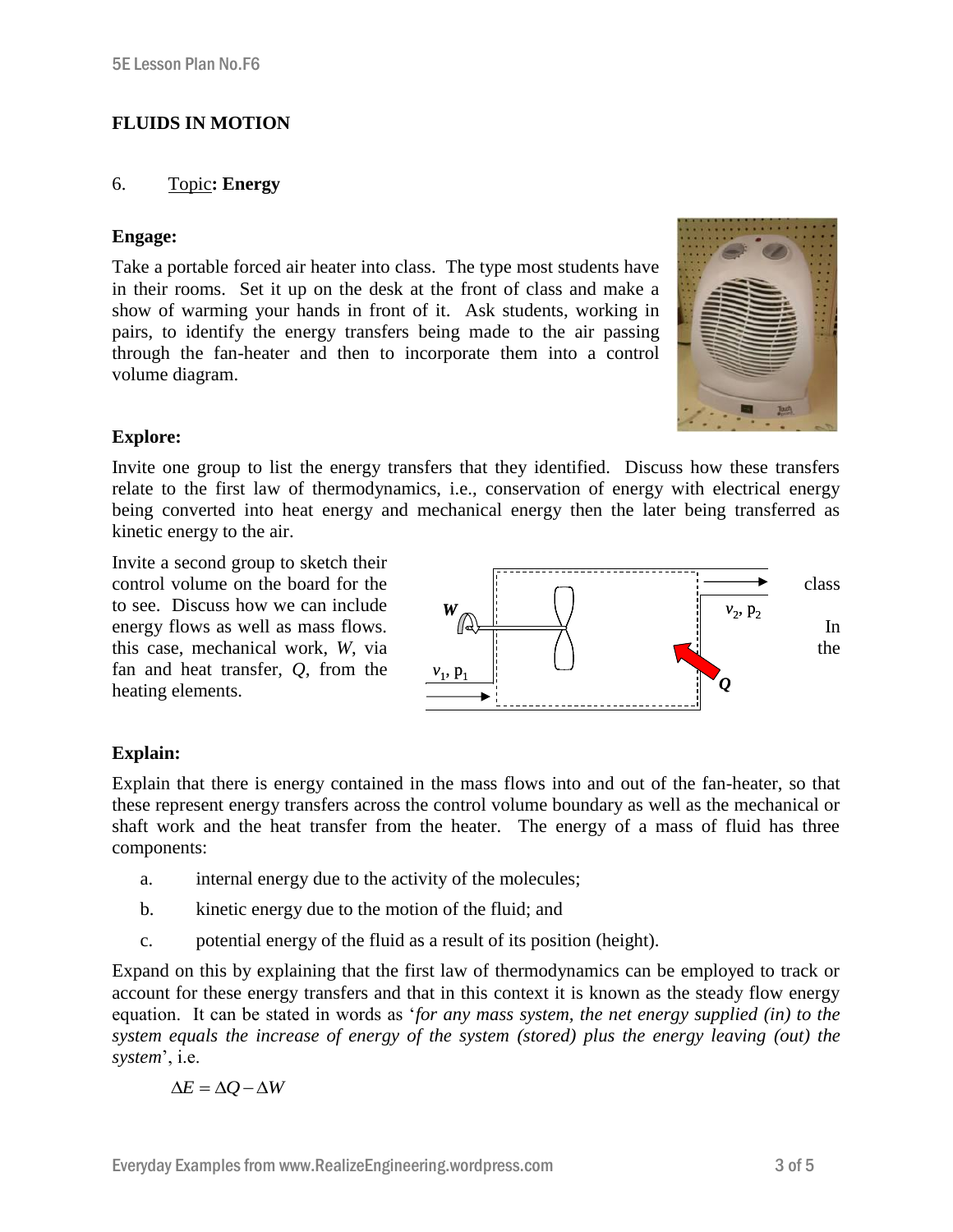**FLUIDS IN MOTION**

6. Topic**: Energy**

**Engage:**

Take a portable forced air heater into class. The type most students have in their rooms. Set it up on the desk at the front of class and make a show of warming your hands in front of it. Ask students, working in pairs, to identify the energy transfers being made to the air passing through the fan-heater and then to incorporate them into a control volume diagram.

**Explore:**

Invite one group to list the energy transfers that they identified. Discuss how these transfers relate to the first law of thermodynamics, i.e., conservation of energy with electrical energy being converted into heat energy and mechanical energy then the later being transferred as kinetic energy to the air.

Invite a second group to sketch their control volume on the board for the class to see. Discuss how we can include energy flows as well as mass flows. In this case, mechanical work, *W*, via the fan and heat transfer, *Q*, from the heating elements.

*W*

$v_2$, $p_2$

$v_1$, $p_1$

*Q*

**Explain:**

Explain that there is energy contained in the mass flows into and out of the fan-heater, so that these represent energy transfers across the control volume boundary as well as the mechanical or shaft work and the heat transfer from the heater. The energy of a mass of fluid has three components:

a. internal energy due to the activity of the molecules;

b. kinetic energy due to the motion of the fluid; and

c. potential energy of the fluid as a result of its position (height).

Expand on this by explaining that the first law of thermodynamics can be employed to track or account for these energy transfers and that in this context it is known as the steady flow energy equation. It can be stated in words as '*for any mass system, the net energy supplied (in) to the system equals the increase of energy of the system (stored) plus the energy leaving (out) the system*', i.e.

$$\Delta E = \Delta Q - \Delta W$$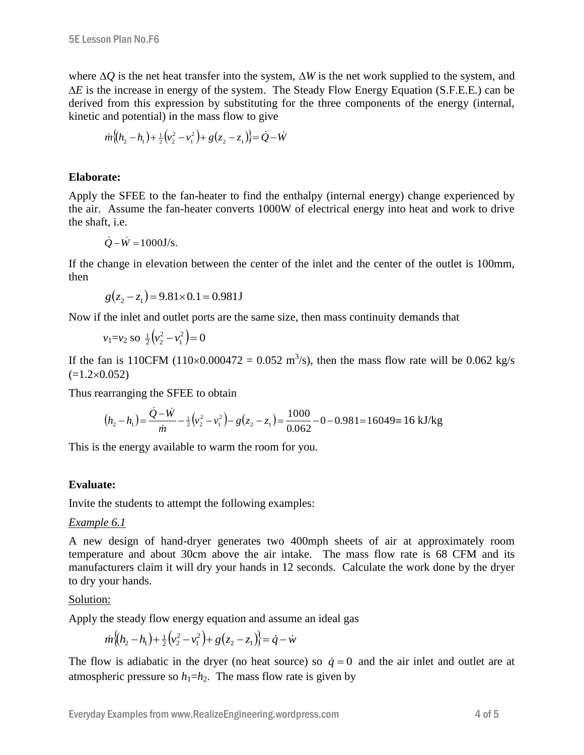where $\Delta Q$ is the net heat transfer into the system, $\Delta W$ is the net work supplied to the system, and $\Delta E$ is the increase in energy of the system. The Steady Flow Energy Equation (S.F.E.E.) can be derived from this expression by substituting for the three components of the energy (internal, kinetic and potential) in the mass flow to give

$$\dot{m}\left\{(h_2 - h_1) + \tfrac{1}{2}\left(v_2^2 - v_1^2\right) + g(z_2 - z_1)\right\} = \dot{Q} - \dot{W}$$

**Elaborate:**

Apply the SFEE to the fan-heater to find the enthalpy (internal energy) change experienced by the air. Assume the fan-heater converts 1000W of electrical energy into heat and work to drive the shaft, i.e.

$$\dot{Q} - \dot{W} = 1000\text{J/s}.$$

If the change in elevation between the center of the inlet and the center of the outlet is 100mm, then

$$g(z_2 - z_1) = 9.81 \times 0.1 = 0.981\text{J}$$

Now if the inlet and outlet ports are the same size, then mass continuity demands that

$$v_1 = v_2 \text{ so } \tfrac{1}{2}\left(v_2^2 - v_1^2\right) = 0$$

If the fan is 110CFM ($110 \times 0.000472 = 0.052$ m$^3$/s), then the mass flow rate will be 0.062 kg/s ($=1.2 \times 0.052$)

Thus rearranging the SFEE to obtain

$$(h_2 - h_1) = \frac{\dot{Q} - \dot{W}}{\dot{m}} - \tfrac{1}{2}\left(v_2^2 - v_1^2\right) - g(z_2 - z_1) = \frac{1000}{0.062} - 0 - 0.981 = 16049 \equiv 16 \text{ kJ/kg}$$

This is the energy available to warm the room for you.

**Evaluate:**

Invite the students to attempt the following examples:

*Example 6.1*

A new design of hand-dryer generates two 400mph sheets of air at approximately room temperature and about 30cm above the air intake. The mass flow rate is 68 CFM and its manufacturers claim it will dry your hands in 12 seconds. Calculate the work done by the dryer to dry your hands.

Solution:

Apply the steady flow energy equation and assume an ideal gas

$$\dot{m}\left\{(h_2 - h_1) + \tfrac{1}{2}\left(v_2^2 - v_1^2\right) + g(z_2 - z_1)\right\} = \dot{q} - \dot{w}$$

The flow is adiabatic in the dryer (no heat source) so $\dot{q} = 0$ and the air inlet and outlet are at atmospheric pressure so $h_1 = h_2$. The mass flow rate is given by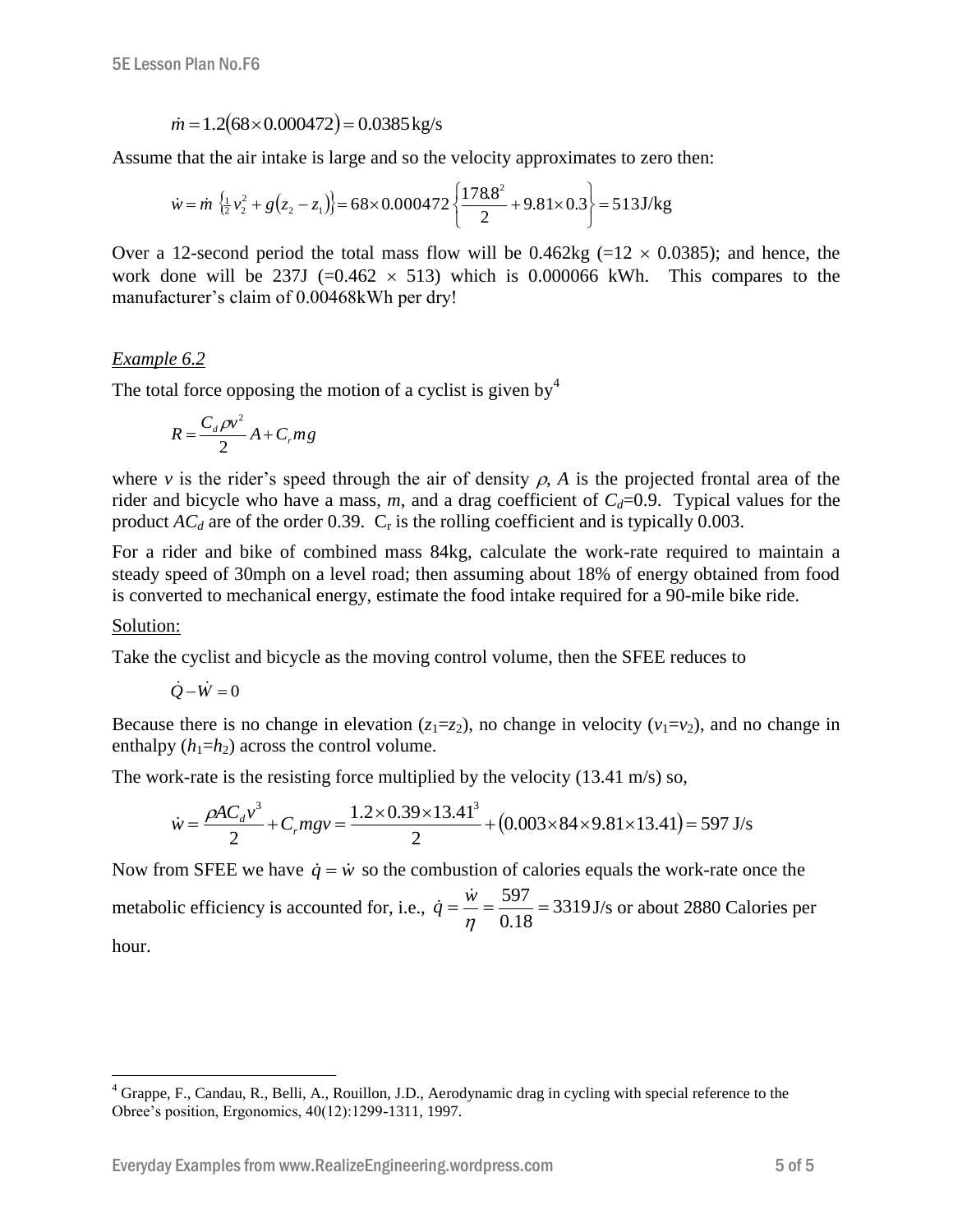$$\dot{m} = 1.2(68 \times 0.000472) = 0.0385\,\text{kg/s}$$

Assume that the air intake is large and so the velocity approximates to zero then:

$$\dot{w} = \dot{m}\left\{\tfrac{1}{2}v_2^2 + g(z_2 - z_1)\right\} = 68 \times 0.000472\left\{\frac{178.8^2}{2} + 9.81 \times 0.3\right\} = 513\,\text{J/kg}$$

Over a 12-second period the total mass flow will be 0.462kg (=12 × 0.0385); and hence, the work done will be 237J (=0.462 × 513) which is 0.000066 kWh. This compares to the manufacturer's claim of 0.00468kWh per dry!

*Example 6.2*

The total force opposing the motion of a cyclist is given by[4]

$$R = \frac{C_d \rho v^2}{2} A + C_r m g$$

where $v$ is the rider's speed through the air of density $\rho$, $A$ is the projected frontal area of the rider and bicycle who have a mass, $m$, and a drag coefficient of $C_d$=0.9. Typical values for the product $AC_d$ are of the order 0.39. $C_r$ is the rolling coefficient and is typically 0.003.

For a rider and bike of combined mass 84kg, calculate the work-rate required to maintain a steady speed of 30mph on a level road; then assuming about 18% of energy obtained from food is converted to mechanical energy, estimate the food intake required for a 90-mile bike ride.

Solution:

Take the cyclist and bicycle as the moving control volume, then the SFEE reduces to

$$\dot{Q} - \dot{W} = 0$$

Because there is no change in elevation ($z_1$=$z_2$), no change in velocity ($v_1$=$v_2$), and no change in enthalpy ($h_1$=$h_2$) across the control volume.

The work-rate is the resisting force multiplied by the velocity (13.41 m/s) so,

$$\dot{w} = \frac{\rho A C_d v^3}{2} + C_r m g v = \frac{1.2 \times 0.39 \times 13.41^3}{2} + (0.003 \times 84 \times 9.81 \times 13.41) = 597\ \text{J/s}$$

Now from SFEE we have $\dot{q} = \dot{w}$ so the combustion of calories equals the work-rate once the metabolic efficiency is accounted for, i.e., $\dot{q} = \dfrac{\dot{w}}{\eta} = \dfrac{597}{0.18} = 3319$ J/s or about 2880 Calories per hour.

---

[4] Grappe, F., Candau, R., Belli, A., Rouillon, J.D., Aerodynamic drag in cycling with special reference to the Obree's position, Ergonomics, 40(12):1299-1311, 1997.